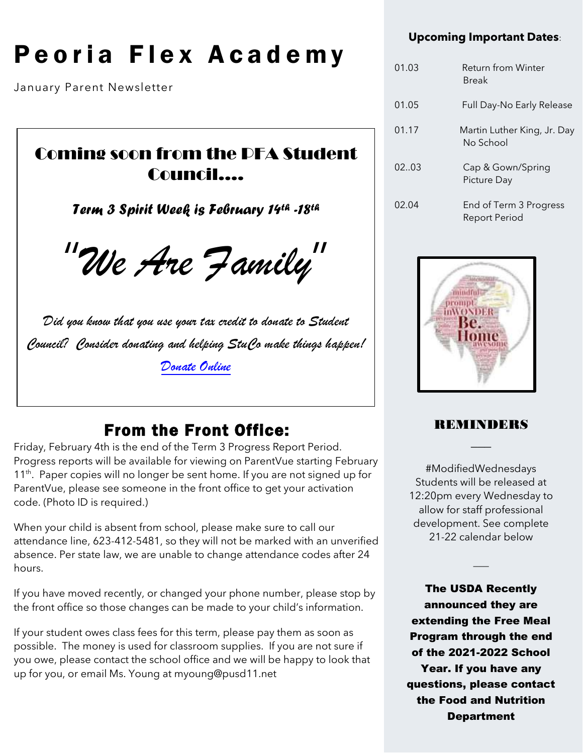# Peoria Flex Academy

January Parent Newsletter

## Coming soon from the PFA Student Council….

***Term 3 Spirit Week is February 14th -18th***

# *"We Are Family"*

*Did you know that you use your tax credit to donate to Student Council? Consider donating and helping StuCo make things happen!*

*Donate Online*

## From the Front Office:

Friday, February 4th is the end of the Term 3 Progress Report Period. Progress reports will be available for viewing on ParentVue starting February 11th. Paper copies will no longer be sent home. If you are not signed up for ParentVue, please see someone in the front office to get your activation code. (Photo ID is required.)

When your child is absent from school, please make sure to call our attendance line, 623-412-5481, so they will not be marked with an unverified absence. Per state law, we are unable to change attendance codes after 24 hours.

If you have moved recently, or changed your phone number, please stop by the front office so those changes can be made to your child's information.

If your student owes class fees for this term, please pay them as soon as possible. The money is used for classroom supplies. If you are not sure if you owe, please contact the school office and we will be happy to look that up for you, or email Ms. Young at myoung@pusd11.net

**Upcoming Important Dates**:

| | |
|---|---|
| 01.03 | Return from Winter Break |
| 01.05 | Full Day-No Early Release |
| 01.17 | Martin Luther King, Jr. Day No School |
| 02..03 | Cap & Gown/Spring Picture Day |
| 02.04 | End of Term 3 Progress Report Period |

## REMINDERS

#ModifiedWednesdays Students will be released at 12:20pm every Wednesday to allow for staff professional development. See complete 21-22 calendar below

**The USDA Recently announced they are extending the Free Meal Program through the end of the 2021-2022 School Year. If you have any questions, please contact the Food and Nutrition Department**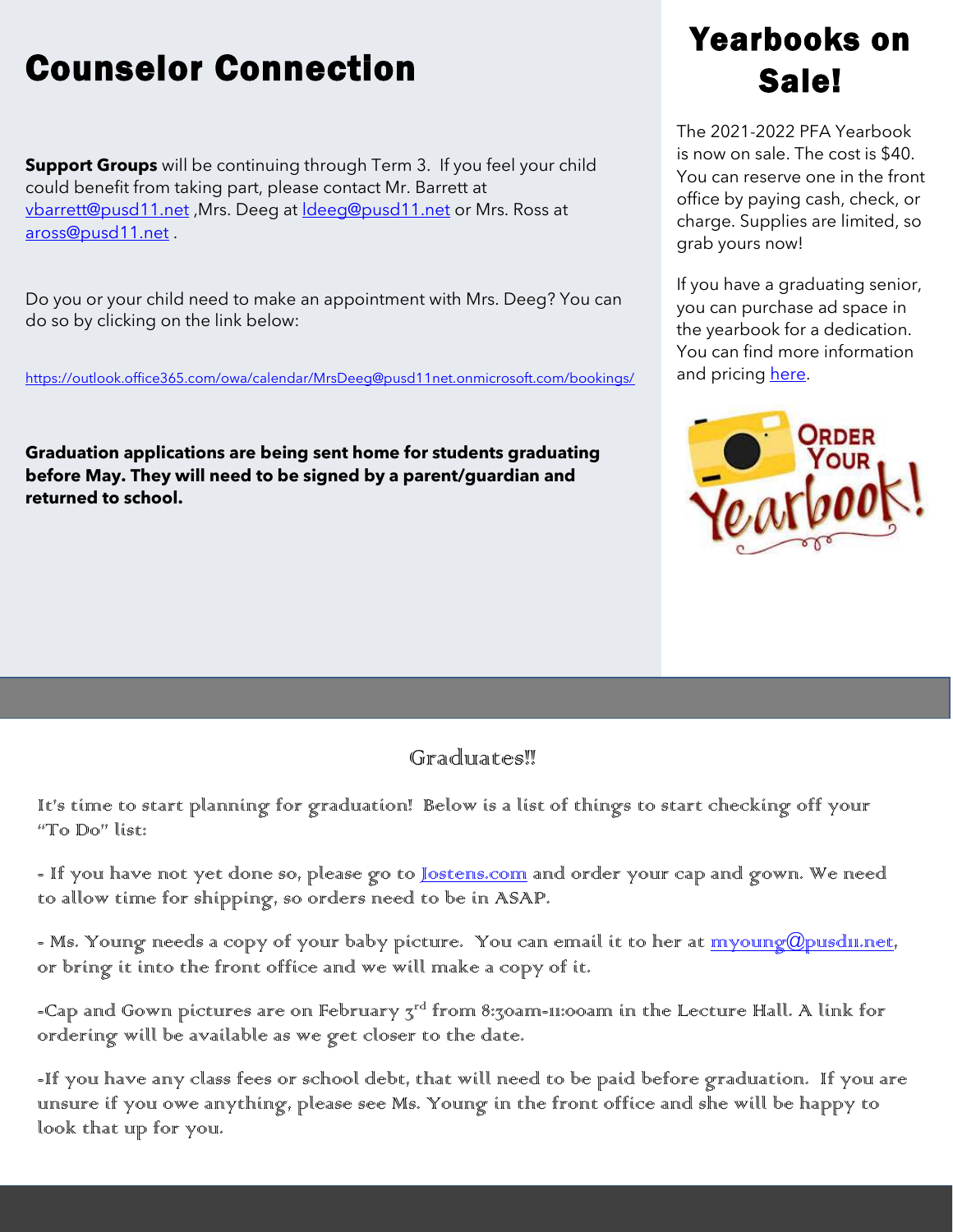# Counselor Connection

**Support Groups** will be continuing through Term 3. If you feel your child could benefit from taking part, please contact Mr. Barrett at vbarrett@pusd11.net ,Mrs. Deeg at ldeeg@pusd11.net or Mrs. Ross at aross@pusd11.net .

Do you or your child need to make an appointment with Mrs. Deeg? You can do so by clicking on the link below:

https://outlook.office365.com/owa/calendar/MrsDeeg@pusd11net.onmicrosoft.com/bookings/

**Graduation applications are being sent home for students graduating before May. They will need to be signed by a parent/guardian and returned to school.**

# Yearbooks on Sale!

The 2021-2022 PFA Yearbook is now on sale. The cost is $40. You can reserve one in the front office by paying cash, check, or charge. Supplies are limited, so grab yours now!

If you have a graduating senior, you can purchase ad space in the yearbook for a dedication. You can find more information and pricing here.

## Graduates!!

It's time to start planning for graduation! Below is a list of things to start checking off your "To Do" list:

- If you have not yet done so, please go to Jostens.com and order your cap and gown. We need to allow time for shipping, so orders need to be in ASAP.

- Ms. Young needs a copy of your baby picture. You can email it to her at myoung@pusd11.net, or bring it into the front office and we will make a copy of it.

-Cap and Gown pictures are on February 3rd from 8:30am-11:00am in the Lecture Hall. A link for ordering will be available as we get closer to the date.

-If you have any class fees or school debt, that will need to be paid before graduation. If you are unsure if you owe anything, please see Ms. Young in the front office and she will be happy to look that up for you.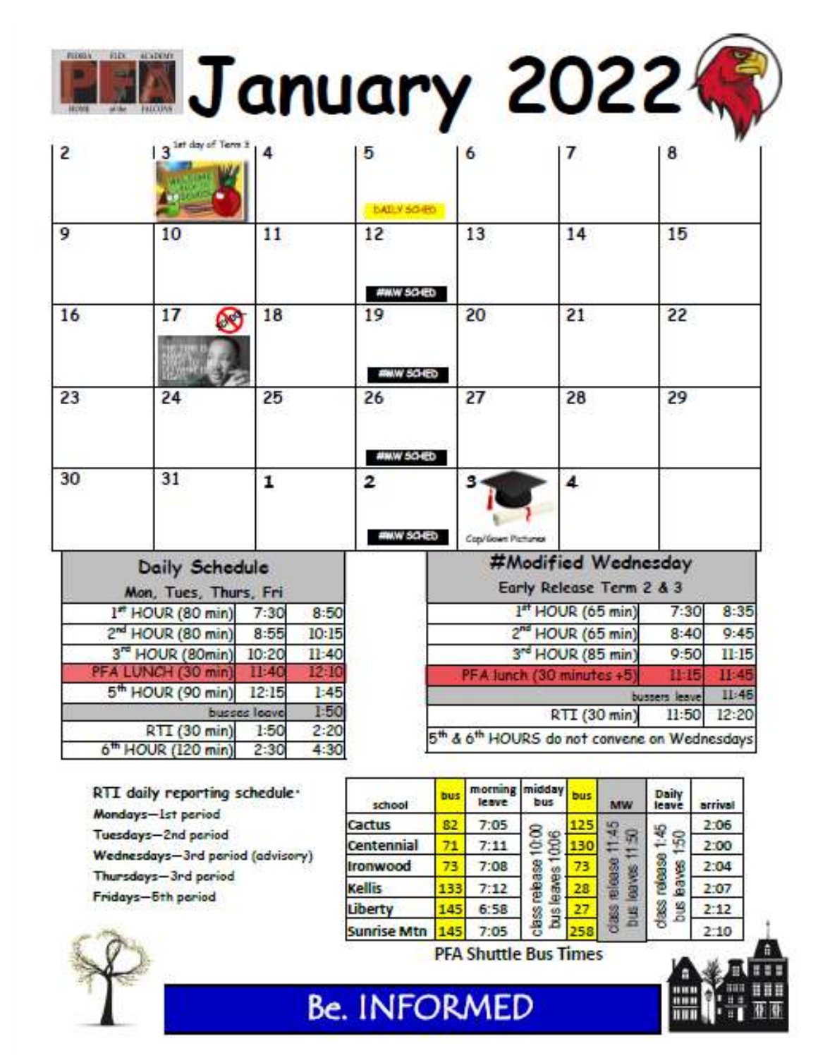# PFA January 2022

| | | | | | | |
|---|---|---|---|---|---|---|
| 2 | 3 1st day of Term 3 | 4 | 5 DAILY SCHED | 6 | 7 | 8 |
| 9 | 10 | 11 | 12 #MW SCHED | 13 | 14 | 15 |
| 16 | 17 | 18 | 19 #MW SCHED | 20 | 21 | 22 |
| 23 | 24 | 25 | 26 #MW SCHED | 27 | 28 | 29 |
| 30 | 31 | 1 | 2 #MW SCHED | 3 Cap/Gown Pictures | 4 | |

## Daily Schedule

Mon, Tues, Thurs, Fri

| | | |
|---|---|---|
| 1st HOUR (80 min) | 7:30 | 8:50 |
| 2nd HOUR (80 min) | 8:55 | 10:15 |
| 3rd HOUR (80min) | 10:20 | 11:40 |
| PFA LUNCH (30 min) | 11:40 | 12:10 |
| 5th HOUR (90 min) | 12:15 | 1:45 |
| busses leave | | 1:50 |
| RTI (30 min) | 1:50 | 2:20 |
| 6th HOUR (120 min) | 2:30 | 4:30 |

## #Modified Wednesday

Early Release Term 2 & 3

| | | |
|---|---|---|
| 1st HOUR (65 min) | 7:30 | 8:35 |
| 2nd HOUR (65 min) | 8:40 | 9:45 |
| 3rd HOUR (85 min) | 9:50 | 11:15 |
| PFA lunch (30 minutes +5) | 11:15 | 11:45 |
| bussers leave | | 11:46 |
| RTI (30 min) | 11:50 | 12:20 |

5th & 6th HOURS do not convene on Wednesdays

RTI daily reporting schedule:
- Mondays—1st period
- Tuesdays—2nd period
- Wednesdays—3rd period (advisory)
- Thursdays—3rd period
- Fridays—5th period

| school | bus | morning leave | midday bus | bus | MW | Daily leave | arrival |
|---|---|---|---|---|---|---|---|
| Cactus | 82 | 7:05 | class release 10:00 bus leaves 10:06 | 125 | class release 11:45 bus leaves 11:50 | class release 1:45 bus leaves 1:50 | 2:06 |
| Centennial | 71 | 7:11 | | 130 | | | 2:00 |
| Ironwood | 73 | 7:08 | | 73 | | | 2:04 |
| Kellis | 133 | 7:12 | | 28 | | | 2:07 |
| Liberty | 145 | 6:58 | | 27 | | | 2:12 |
| Sunrise Mtn | 145 | 7:05 | | 258 | | | 2:10 |

PFA Shuttle Bus Times

Be. INFORMED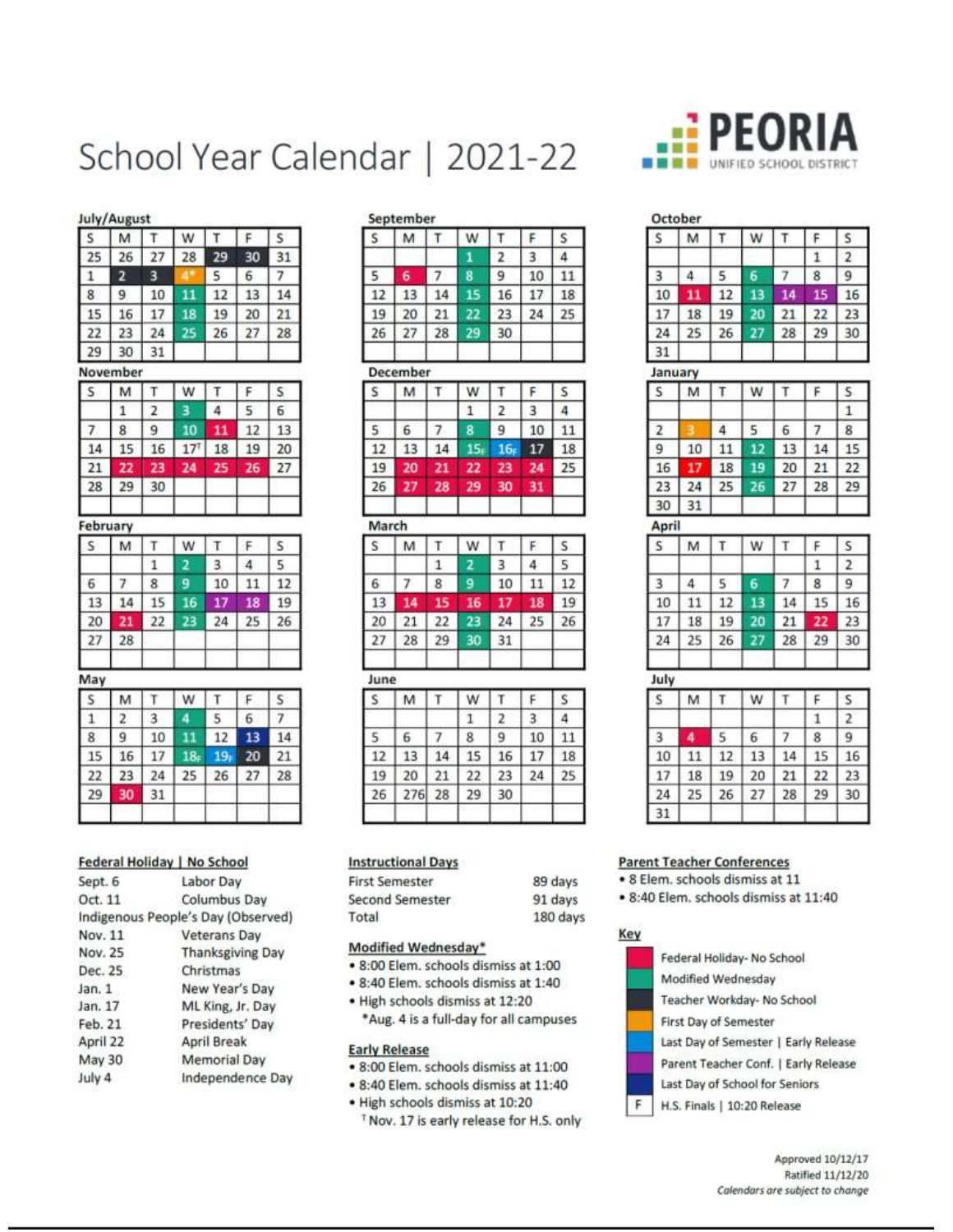# School Year Calendar | 2021-22

PEORIA UNIFIED SCHOOL DISTRICT

### July/August

| S | M | T | W | T | F | S |
|---|---|---|---|---|---|---|
| 25 | 26 | 27 | 28 | 29 | 30 | 31 |
| 1 | 2 | 3 | 4* | 5 | 6 | 7 |
| 8 | 9 | 10 | 11 | 12 | 13 | 14 |
| 15 | 16 | 17 | 18 | 19 | 20 | 21 |
| 22 | 23 | 24 | 25 | 26 | 27 | 28 |
| 29 | 30 | 31 | | | | |

### September

| S | M | T | W | T | F | S |
|---|---|---|---|---|---|---|
| | | | 1 | 2 | 3 | 4 |
| 5 | 6 | 7 | 8 | 9 | 10 | 11 |
| 12 | 13 | 14 | 15 | 16 | 17 | 18 |
| 19 | 20 | 21 | 22 | 23 | 24 | 25 |
| 26 | 27 | 28 | 29 | 30 | | |

### October

| S | M | T | W | T | F | S |
|---|---|---|---|---|---|---|
| | | | | | 1 | 2 |
| 3 | 4 | 5 | 6 | 7 | 8 | 9 |
| 10 | 11 | 12 | 13 | 14 | 15 | 16 |
| 17 | 18 | 19 | 20 | 21 | 22 | 23 |
| 24 | 25 | 26 | 27 | 28 | 29 | 30 |
| 31 | | | | | | |

### November

| S | M | T | W | T | F | S |
|---|---|---|---|---|---|---|
| | 1 | 2 | 3 | 4 | 5 | 6 |
| 7 | 8 | 9 | 10 | 11 | 12 | 13 |
| 14 | 15 | 16 | 17T | 18 | 19 | 20 |
| 21 | 22 | 23 | 24 | 25 | 26 | 27 |
| 28 | 29 | 30 | | | | |

### December

| S | M | T | W | T | F | S |
|---|---|---|---|---|---|---|
| | | | 1 | 2 | 3 | 4 |
| 5 | 6 | 7 | 8 | 9 | 10 | 11 |
| 12 | 13 | 14 | 15F | 16F | 17 | 18 |
| 19 | 20 | 21 | 22 | 23 | 24 | 25 |
| 26 | 27 | 28 | 29 | 30 | 31 | |

### January

| S | M | T | W | T | F | S |
|---|---|---|---|---|---|---|
| | | | | | | 1 |
| 2 | 3 | 4 | 5 | 6 | 7 | 8 |
| 9 | 10 | 11 | 12 | 13 | 14 | 15 |
| 16 | 17 | 18 | 19 | 20 | 21 | 22 |
| 23 | 24 | 25 | 26 | 27 | 28 | 29 |
| 30 | 31 | | | | | |

### February

| S | M | T | W | T | F | S |
|---|---|---|---|---|---|---|
| | | 1 | 2 | 3 | 4 | 5 |
| 6 | 7 | 8 | 9 | 10 | 11 | 12 |
| 13 | 14 | 15 | 16 | 17 | 18 | 19 |
| 20 | 21 | 22 | 23 | 24 | 25 | 26 |
| 27 | 28 | | | | | |

### March

| S | M | T | W | T | F | S |
|---|---|---|---|---|---|---|
| | | 1 | 2 | 3 | 4 | 5 |
| 6 | 7 | 8 | 9 | 10 | 11 | 12 |
| 13 | 14 | 15 | 16 | 17 | 18 | 19 |
| 20 | 21 | 22 | 23 | 24 | 25 | 26 |
| 27 | 28 | 29 | 30 | 31 | | |

### April

| S | M | T | W | T | F | S |
|---|---|---|---|---|---|---|
| | | | | | 1 | 2 |
| 3 | 4 | 5 | 6 | 7 | 8 | 9 |
| 10 | 11 | 12 | 13 | 14 | 15 | 16 |
| 17 | 18 | 19 | 20 | 21 | 22 | 23 |
| 24 | 25 | 26 | 27 | 28 | 29 | 30 |

### May

| S | M | T | W | T | F | S |
|---|---|---|---|---|---|---|
| 1 | 2 | 3 | 4 | 5 | 6 | 7 |
| 8 | 9 | 10 | 11 | 12 | 13 | 14 |
| 15 | 16 | 17 | 18F | 19F | 20 | 21 |
| 22 | 23 | 24 | 25 | 26 | 27 | 28 |
| 29 | 30 | 31 | | | | |

### June

| S | M | T | W | T | F | S |
|---|---|---|---|---|---|---|
| | | | 1 | 2 | 3 | 4 |
| 5 | 6 | 7 | 8 | 9 | 10 | 11 |
| 12 | 13 | 14 | 15 | 16 | 17 | 18 |
| 19 | 20 | 21 | 22 | 23 | 24 | 25 |
| 26 | 276 | 28 | 29 | 30 | | |

### July

| S | M | T | W | T | F | S |
|---|---|---|---|---|---|---|
| | | | | | 1 | 2 |
| 3 | 4 | 5 | 6 | 7 | 8 | 9 |
| 10 | 11 | 12 | 13 | 14 | 15 | 16 |
| 17 | 18 | 19 | 20 | 21 | 22 | 23 |
| 24 | 25 | 26 | 27 | 28 | 29 | 30 |
| 31 | | | | | | |

## Federal Holiday | No School

| | |
|---|---|
| Sept. 6 | Labor Day |
| Oct. 11 | Columbus Day Indigenous People's Day (Observed) |
| Nov. 11 | Veterans Day |
| Nov. 25 | Thanksgiving Day |
| Dec. 25 | Christmas |
| Jan. 1 | New Year's Day |
| Jan. 17 | ML King, Jr. Day |
| Feb. 21 | Presidents' Day |
| April 22 | April Break |
| May 30 | Memorial Day |
| July 4 | Independence Day |

## Instructional Days

| | |
|---|---|
| First Semester | 89 days |
| Second Semester | 91 days |
| Total | 180 days |

## Modified Wednesday*

- 8:00 Elem. schools dismiss at 1:00
- 8:40 Elem. schools dismiss at 1:40
- High schools dismiss at 12:20

*Aug. 4 is a full-day for all campuses

## Early Release

- 8:00 Elem. schools dismiss at 11:00
- 8:40 Elem. schools dismiss at 11:40
- High schools dismiss at 10:20

T Nov. 17 is early release for H.S. only

## Parent Teacher Conferences

- 8 Elem. schools dismiss at 11
- 8:40 Elem. schools dismiss at 11:40

## Key

- Federal Holiday- No School
- Modified Wednesday
- Teacher Workday- No School
- First Day of Semester
- Last Day of Semester | Early Release
- Parent Teacher Conf. | Early Release
- Last Day of School for Seniors
- F H.S. Finals | 10:20 Release

Approved 10/12/17
Ratified 11/12/20
*Calendars are subject to change*